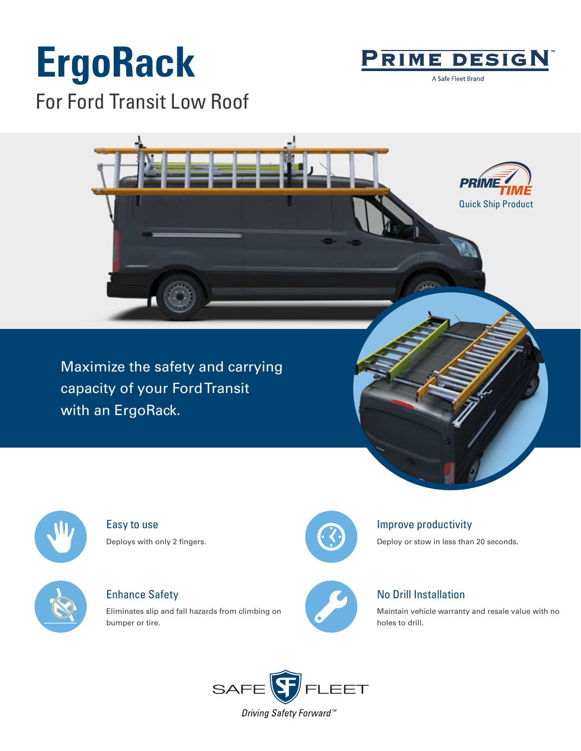# ErgoRack

## For Ford Transit Low Roof

PRIME DESIGN™

A Safe Fleet Brand

PRIME TIME

Quick Ship Product

Maximize the safety and carrying capacity of your Ford Transit with an ErgoRack.

### Easy to use

Deploys with only 2 fingers.

### Improve productivity

Deploy or stow in less than 20 seconds.

### Enhance Safety

Eliminates slip and fall hazards from climbing on bumper or tire.

### No Drill Installation

Maintain vehicle warranty and resale value with no holes to drill.

SAFE FLEET

*Driving Safety Forward™*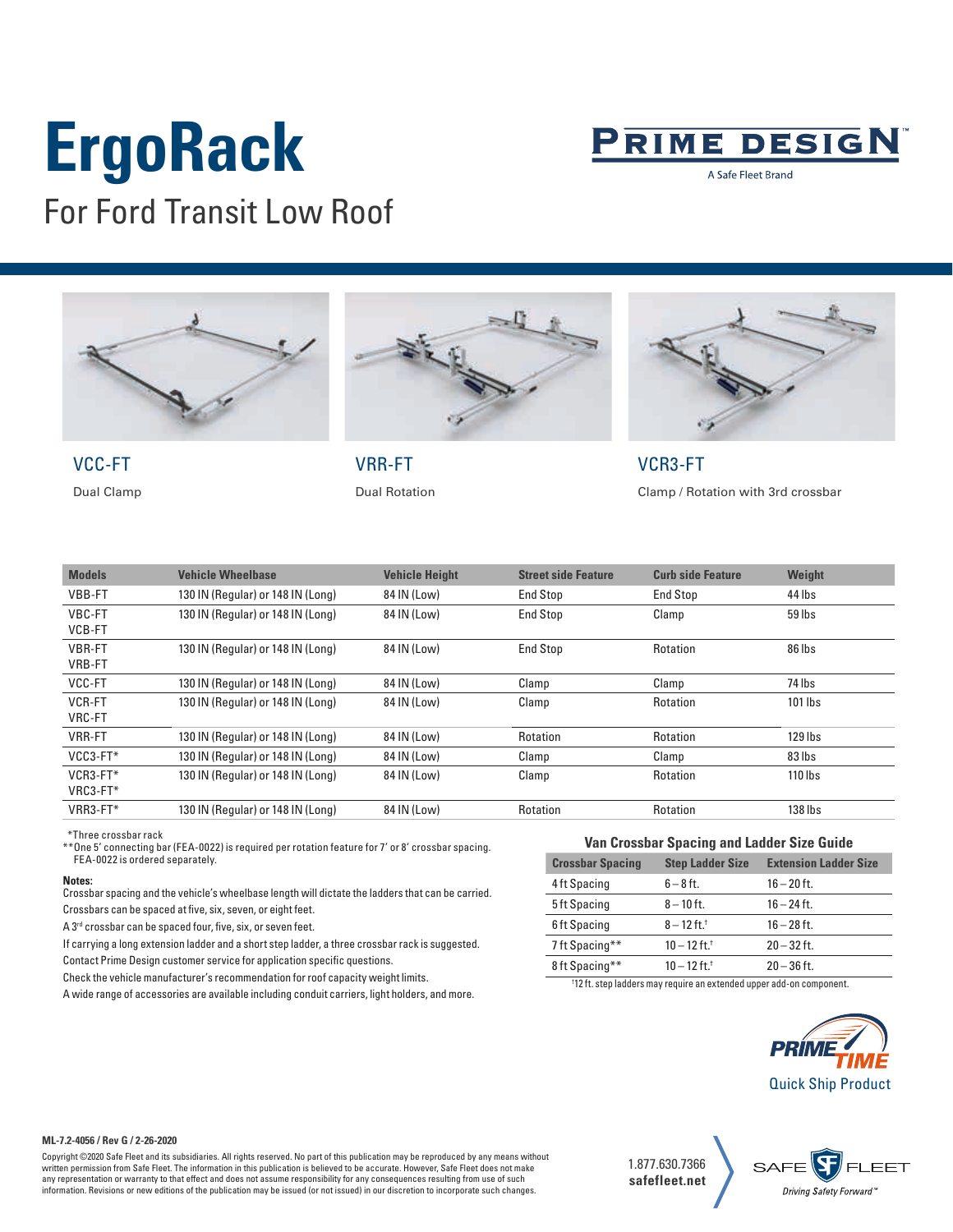# ErgoRack

## For Ford Transit Low Roof

PRIME DESIGN™
A Safe Fleet Brand

VCC-FT
Dual Clamp

VRR-FT
Dual Rotation

VCR3-FT
Clamp / Rotation with 3rd crossbar

| Models | Vehicle Wheelbase | Vehicle Height | Street side Feature | Curb side Feature | Weight |
|---|---|---|---|---|---|
| VBB-FT | 130 IN (Regular) or 148 IN (Long) | 84 IN (Low) | End Stop | End Stop | 44 lbs |
| VBC-FT<br>VCB-FT | 130 IN (Regular) or 148 IN (Long) | 84 IN (Low) | End Stop | Clamp | 59 lbs |
| VBR-FT<br>VRB-FT | 130 IN (Regular) or 148 IN (Long) | 84 IN (Low) | End Stop | Rotation | 86 lbs |
| VCC-FT | 130 IN (Regular) or 148 IN (Long) | 84 IN (Low) | Clamp | Clamp | 74 lbs |
| VCR-FT<br>VRC-FT | 130 IN (Regular) or 148 IN (Long) | 84 IN (Low) | Clamp | Rotation | 101 lbs |
| VRR-FT | 130 IN (Regular) or 148 IN (Long) | 84 IN (Low) | Rotation | Rotation | 129 lbs |
| VCC3-FT* | 130 IN (Regular) or 148 IN (Long) | 84 IN (Low) | Clamp | Clamp | 83 lbs |
| VCR3-FT*<br>VRC3-FT* | 130 IN (Regular) or 148 IN (Long) | 84 IN (Low) | Clamp | Rotation | 110 lbs |
| VRR3-FT* | 130 IN (Regular) or 148 IN (Long) | 84 IN (Low) | Rotation | Rotation | 138 lbs |

*Three crossbar rack
**One 5' connecting bar (FEA-0022) is required per rotation feature for 7' or 8' crossbar spacing. FEA-0022 is ordered separately.

**Notes:**
Crossbar spacing and the vehicle's wheelbase length will dictate the ladders that can be carried.
Crossbars can be spaced at five, six, seven, or eight feet.
A 3rd crossbar can be spaced four, five, six, or seven feet.
If carrying a long extension ladder and a short step ladder, a three crossbar rack is suggested.
Contact Prime Design customer service for application specific questions.
Check the vehicle manufacturer's recommendation for roof capacity weight limits.
A wide range of accessories are available including conduit carriers, light holders, and more.

### Van Crossbar Spacing and Ladder Size Guide

| Crossbar Spacing | Step Ladder Size | Extension Ladder Size |
|---|---|---|
| 4 ft Spacing | 6 – 8 ft. | 16 – 20 ft. |
| 5 ft Spacing | 8 – 10 ft. | 16 – 24 ft. |
| 6 ft Spacing | 8 – 12 ft.† | 16 – 28 ft. |
| 7 ft Spacing** | 10 – 12 ft.† | 20 – 32 ft. |
| 8 ft Spacing** | 10 – 12 ft.† | 20 – 36 ft. |

†12 ft. step ladders may require an extended upper add-on component.

PRIME TIME
Quick Ship Product

ML-7.2-4056 / Rev G / 2-26-2020

Copyright ©2020 Safe Fleet and its subsidiaries. All rights reserved. No part of this publication may be reproduced by any means without written permission from Safe Fleet. The information in this publication is believed to be accurate. However, Safe Fleet does not make any representation or warranty to that effect and does not assume responsibility for any consequences resulting from use of such information. Revisions or new editions of the publication may be issued (or not issued) in our discretion to incorporate such changes.

1.877.630.7366
**safefleet.net**

SAFE FLEET
Driving Safety Forward™